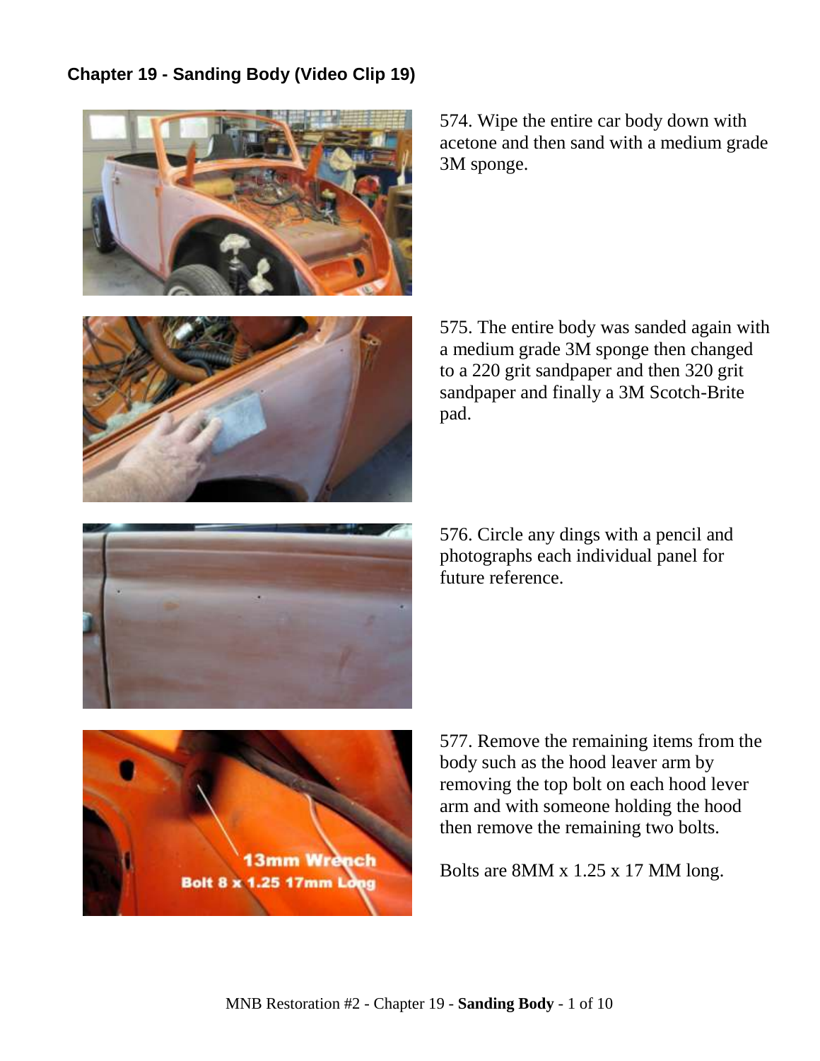## Chapter 19 - Sanding Body (Video Clip 19)

574. Wipe the entire car body down with acetone and then sand with a medium grade 3M sponge.

575. The entire body was sanded again with a medium grade 3M sponge then changed to a 220 grit sandpaper and then 320 grit sandpaper and finally a 3M Scotch-Brite pad.

576. Circle any dings with a pencil and photographs each individual panel for future reference.

577. Remove the remaining items from the body such as the hood leaver arm by removing the top bolt on each hood lever arm and with someone holding the hood then remove the remaining two bolts.

Bolts are 8MM x 1.25 x 17 MM long.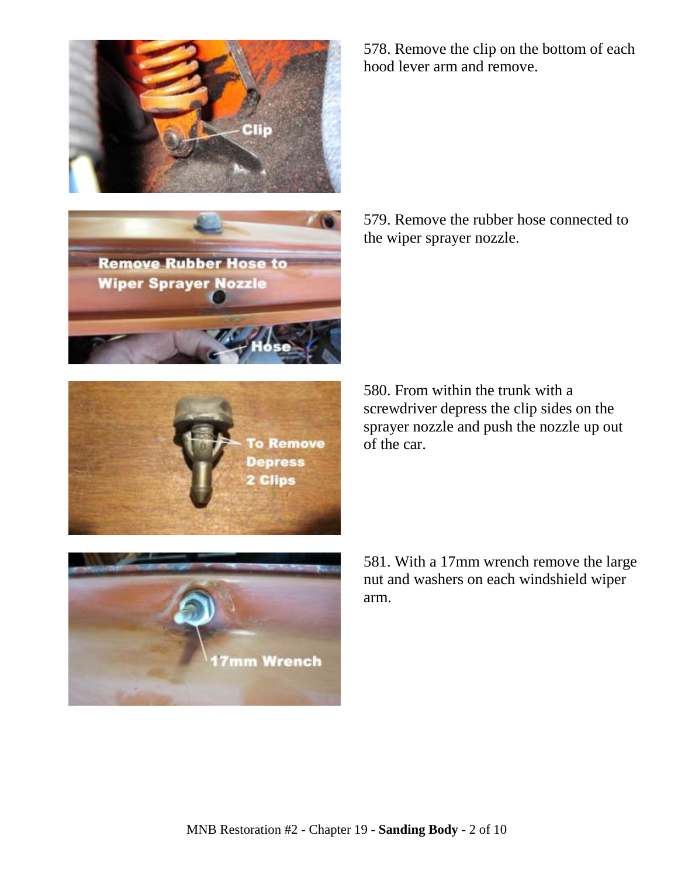578. Remove the clip on the bottom of each hood lever arm and remove.

579. Remove the rubber hose connected to the wiper sprayer nozzle.

580. From within the trunk with a screwdriver depress the clip sides on the sprayer nozzle and push the nozzle up out of the car.

581. With a 17mm wrench remove the large nut and washers on each windshield wiper arm.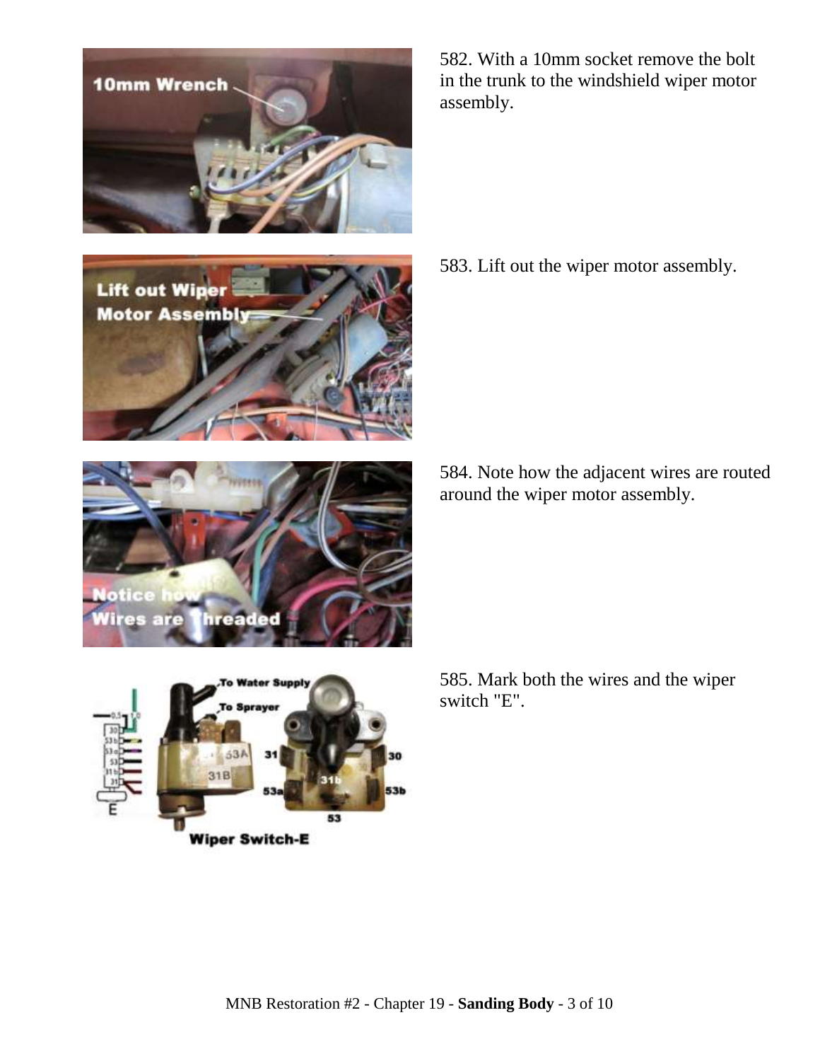582. With a 10mm socket remove the bolt in the trunk to the windshield wiper motor assembly.

583. Lift out the wiper motor assembly.

584. Note how the adjacent wires are routed around the wiper motor assembly.

585. Mark both the wires and the wiper switch "E".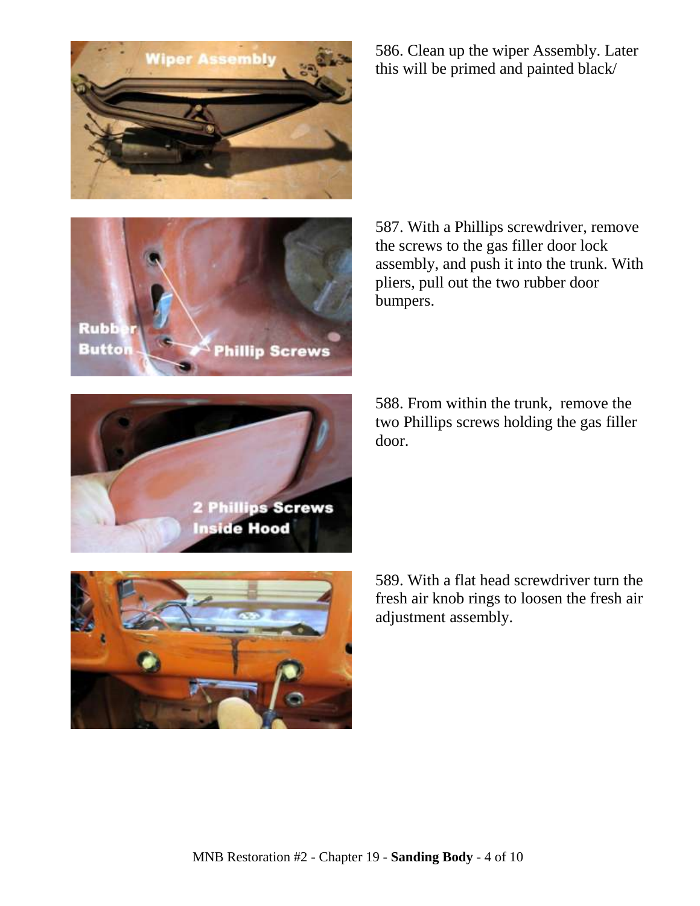586. Clean up the wiper Assembly. Later this will be primed and painted black/

587. With a Phillips screwdriver, remove the screws to the gas filler door lock assembly, and push it into the trunk. With pliers, pull out the two rubber door bumpers.

588. From within the trunk, remove the two Phillips screws holding the gas filler door.

589. With a flat head screwdriver turn the fresh air knob rings to loosen the fresh air adjustment assembly.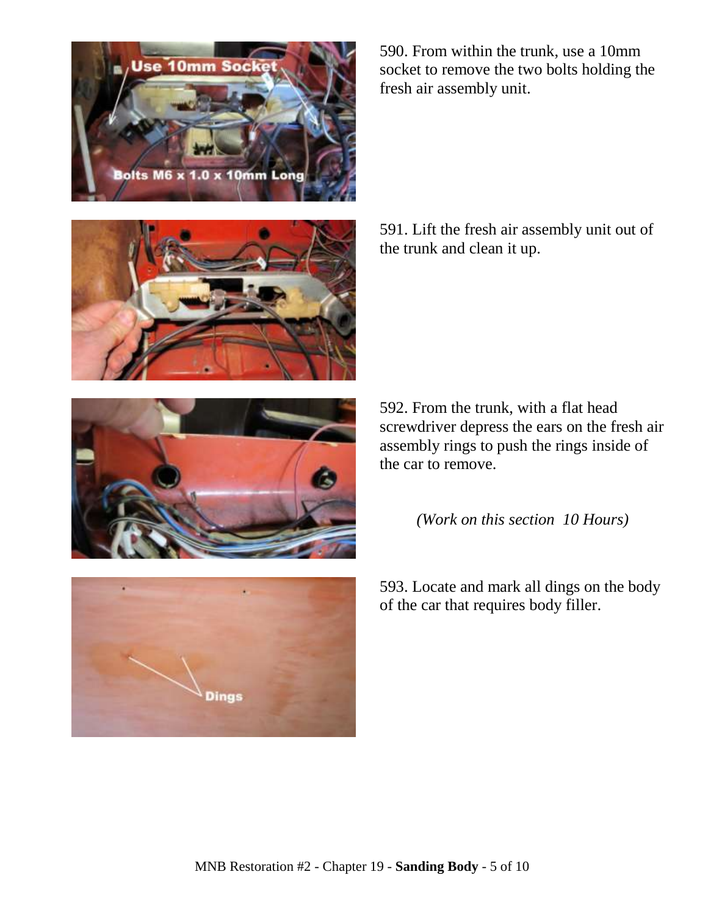590. From within the trunk, use a 10mm socket to remove the two bolts holding the fresh air assembly unit.

591. Lift the fresh air assembly unit out of the trunk and clean it up.

592. From the trunk, with a flat head screwdriver depress the ears on the fresh air assembly rings to push the rings inside of the car to remove.

*(Work on this section 10 Hours)*

593. Locate and mark all dings on the body of the car that requires body filler.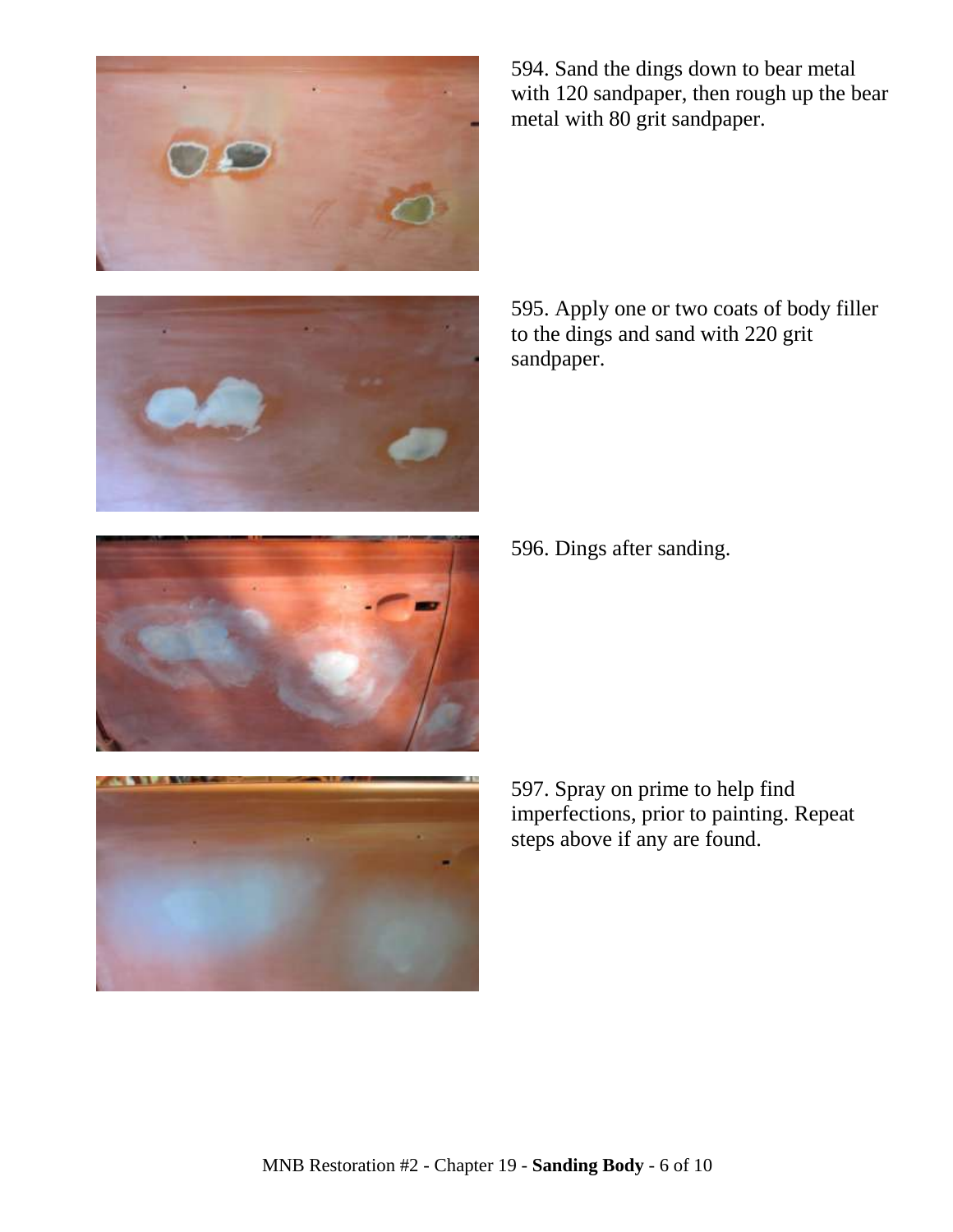594. Sand the dings down to bear metal with 120 sandpaper, then rough up the bear metal with 80 grit sandpaper.

595. Apply one or two coats of body filler to the dings and sand with 220 grit sandpaper.

596. Dings after sanding.

597. Spray on prime to help find imperfections, prior to painting. Repeat steps above if any are found.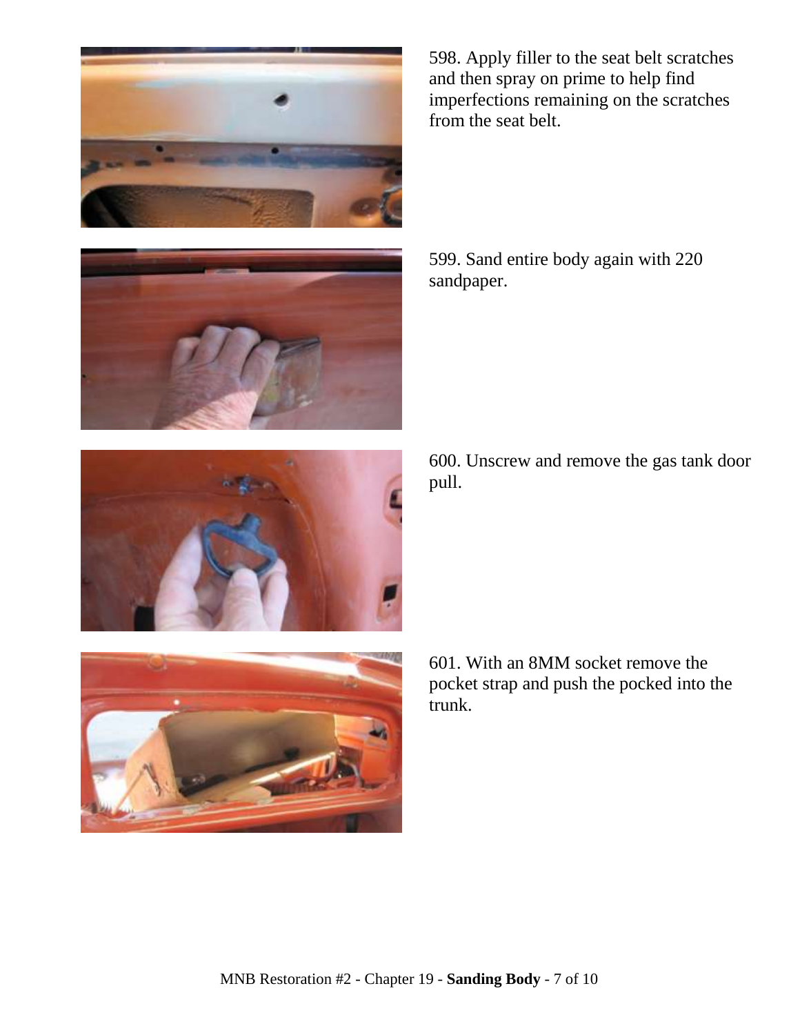598. Apply filler to the seat belt scratches and then spray on prime to help find imperfections remaining on the scratches from the seat belt.

599. Sand entire body again with 220 sandpaper.

600. Unscrew and remove the gas tank door pull.

601. With an 8MM socket remove the pocket strap and push the pocked into the trunk.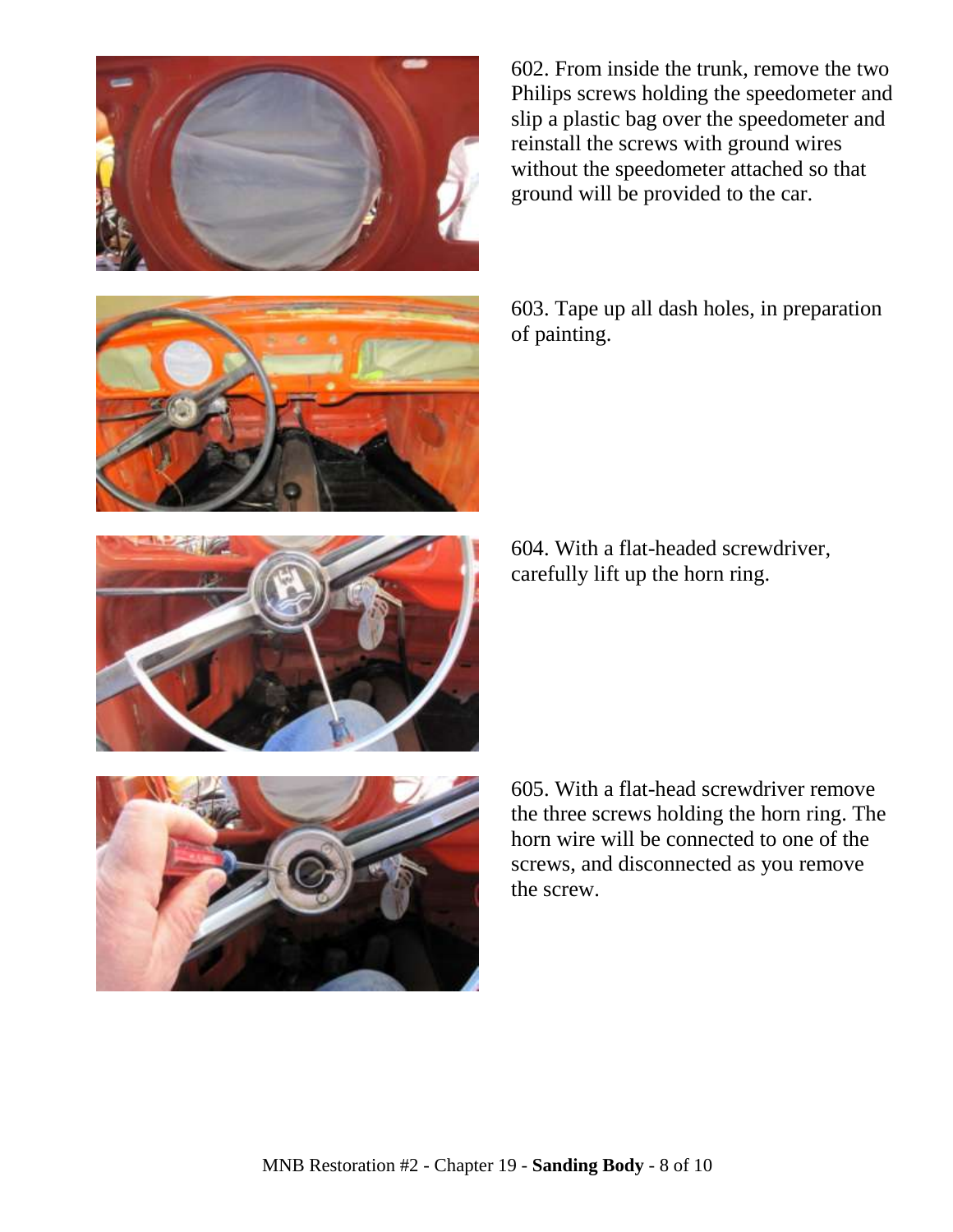602. From inside the trunk, remove the two Philips screws holding the speedometer and slip a plastic bag over the speedometer and reinstall the screws with ground wires without the speedometer attached so that ground will be provided to the car.

603. Tape up all dash holes, in preparation of painting.

604. With a flat-headed screwdriver, carefully lift up the horn ring.

605. With a flat-head screwdriver remove the three screws holding the horn ring. The horn wire will be connected to one of the screws, and disconnected as you remove the screw.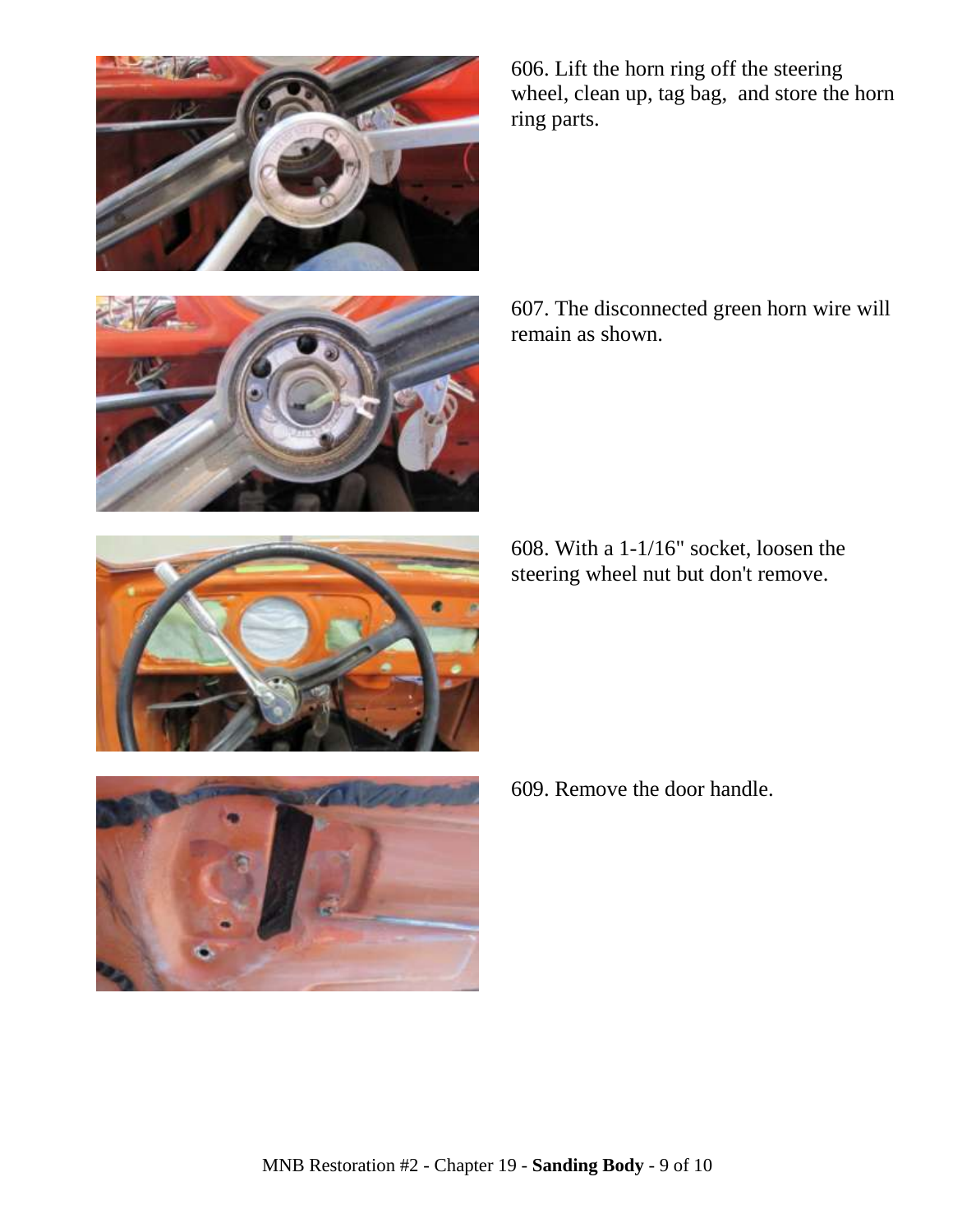606. Lift the horn ring off the steering wheel, clean up, tag bag,  and store the horn ring parts.

607. The disconnected green horn wire will remain as shown.

608. With a 1-1/16" socket, loosen the steering wheel nut but don't remove.

609. Remove the door handle.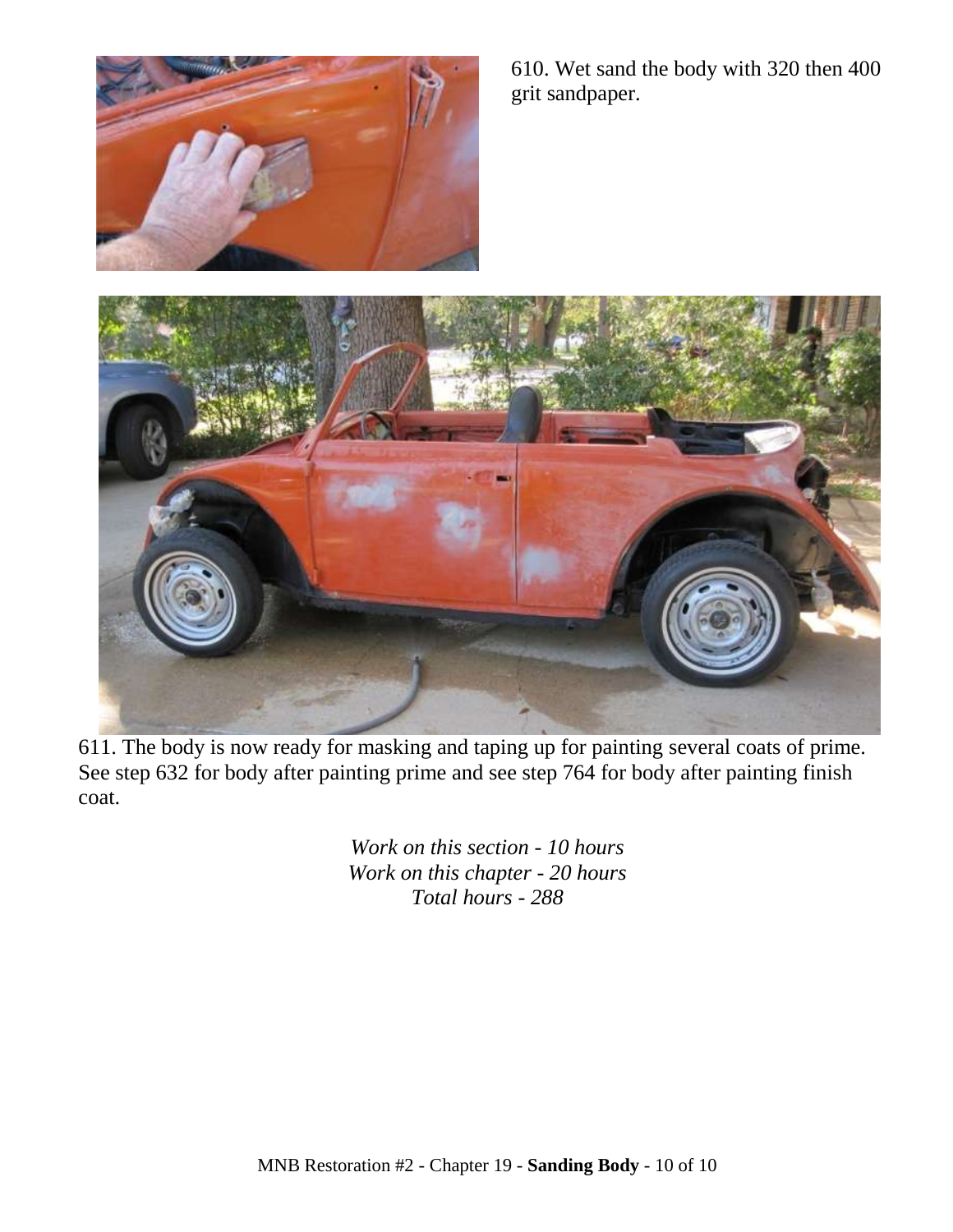610. Wet sand the body with 320 then 400 grit sandpaper.

611. The body is now ready for masking and taping up for painting several coats of prime. See step 632 for body after painting prime and see step 764 for body after painting finish coat.

*Work on this section - 10 hours*
*Work on this chapter - 20 hours*
*Total hours - 288*